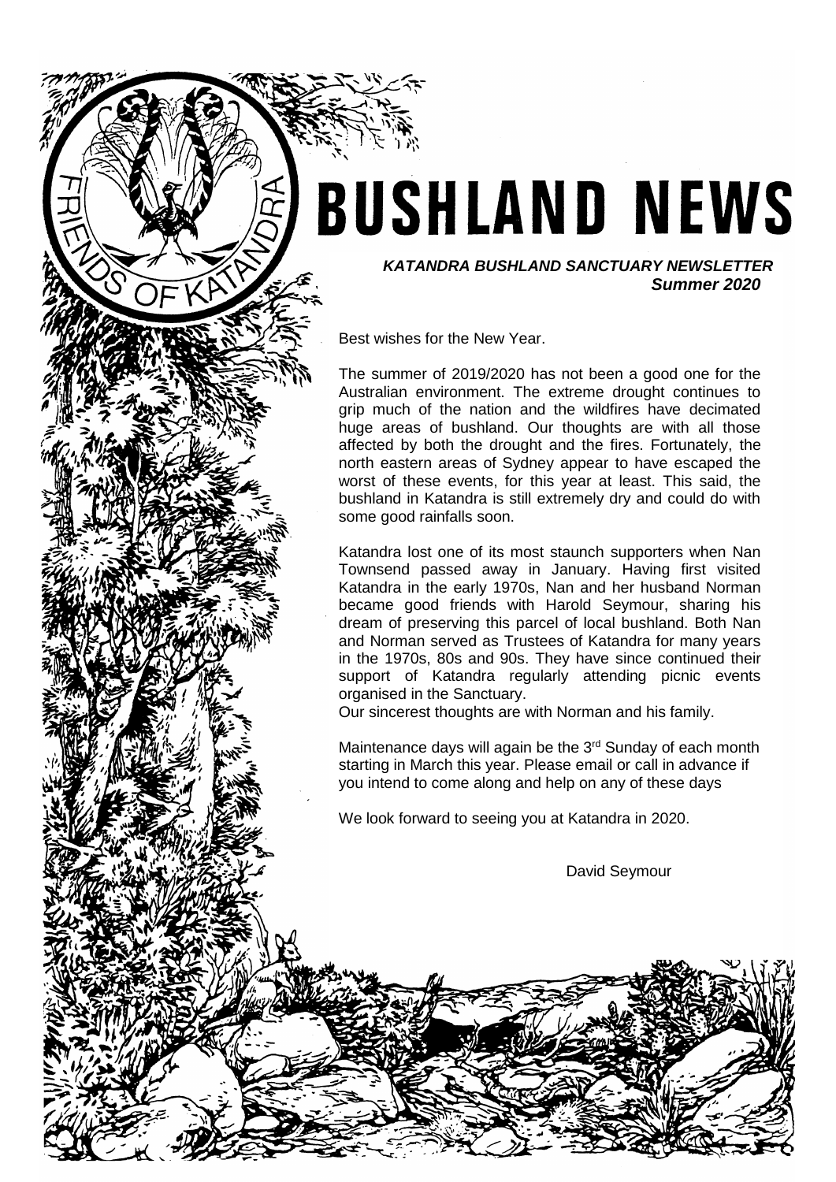# BUSHLAND NEWS

***KATANDRA BUSHLAND SANCTUARY NEWSLETTER***
***Summer 2020***

Best wishes for the New Year.

The summer of 2019/2020 has not been a good one for the Australian environment. The extreme drought continues to grip much of the nation and the wildfires have decimated huge areas of bushland. Our thoughts are with all those affected by both the drought and the fires. Fortunately, the north eastern areas of Sydney appear to have escaped the worst of these events, for this year at least. This said, the bushland in Katandra is still extremely dry and could do with some good rainfalls soon.

Katandra lost one of its most staunch supporters when Nan Townsend passed away in January. Having first visited Katandra in the early 1970s, Nan and her husband Norman became good friends with Harold Seymour, sharing his dream of preserving this parcel of local bushland. Both Nan and Norman served as Trustees of Katandra for many years in the 1970s, 80s and 90s. They have since continued their support of Katandra regularly attending picnic events organised in the Sanctuary.
Our sincerest thoughts are with Norman and his family.

Maintenance days will again be the 3rd Sunday of each month starting in March this year. Please email or call in advance if you intend to come along and help on any of these days

We look forward to seeing you at Katandra in 2020.

David Seymour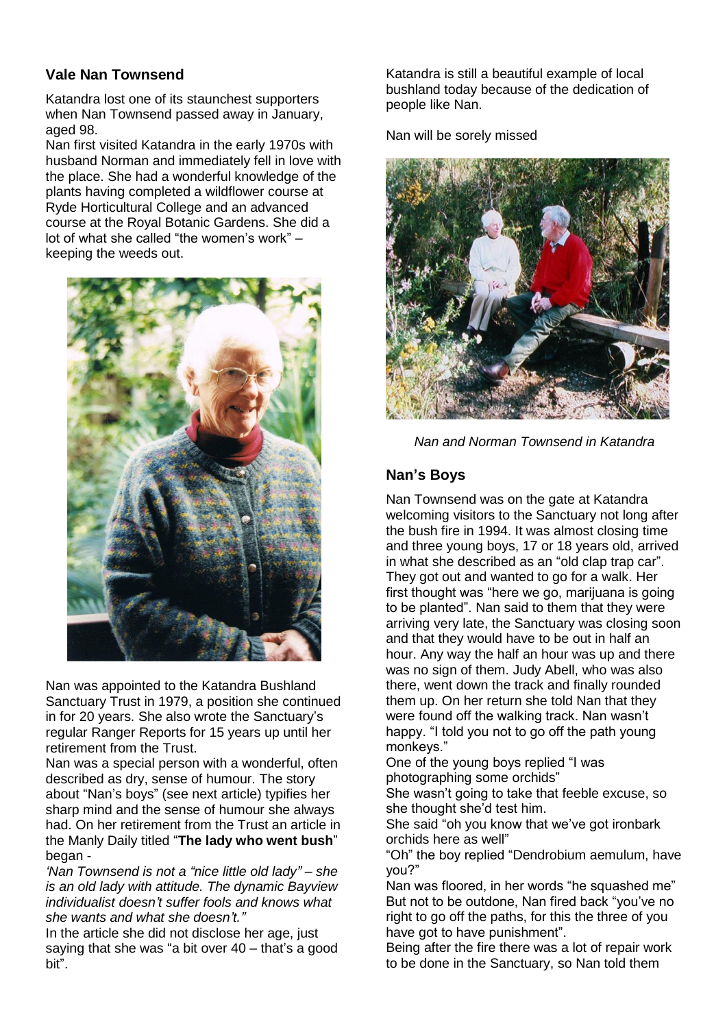## Vale Nan Townsend

Katandra lost one of its staunchest supporters when Nan Townsend passed away in January, aged 98.

Nan first visited Katandra in the early 1970s with husband Norman and immediately fell in love with the place. She had a wonderful knowledge of the plants having completed a wildflower course at Ryde Horticultural College and an advanced course at the Royal Botanic Gardens. She did a lot of what she called "the women's work" – keeping the weeds out.

Nan was appointed to the Katandra Bushland Sanctuary Trust in 1979, a position she continued in for 20 years. She also wrote the Sanctuary's regular Ranger Reports for 15 years up until her retirement from the Trust.

Nan was a special person with a wonderful, often described as dry, sense of humour. The story about "Nan's boys" (see next article) typifies her sharp mind and the sense of humour she always had. On her retirement from the Trust an article in the Manly Daily titled "**The lady who went bush**" began -

*'Nan Townsend is not a "nice little old lady" – she is an old lady with attitude. The dynamic Bayview individualist doesn't suffer fools and knows what she wants and what she doesn't."*

In the article she did not disclose her age, just saying that she was "a bit over 40 – that's a good bit".

Katandra is still a beautiful example of local bushland today because of the dedication of people like Nan.

Nan will be sorely missed

*Nan and Norman Townsend in Katandra*

## Nan's Boys

Nan Townsend was on the gate at Katandra welcoming visitors to the Sanctuary not long after the bush fire in 1994. It was almost closing time and three young boys, 17 or 18 years old, arrived in what she described as an "old clap trap car". They got out and wanted to go for a walk. Her first thought was "here we go, marijuana is going to be planted". Nan said to them that they were arriving very late, the Sanctuary was closing soon and that they would have to be out in half an hour. Any way the half an hour was up and there was no sign of them. Judy Abell, who was also there, went down the track and finally rounded them up. On her return she told Nan that they were found off the walking track. Nan wasn't happy. "I told you not to go off the path young monkeys."

One of the young boys replied "I was photographing some orchids"

She wasn't going to take that feeble excuse, so she thought she'd test him.

She said "oh you know that we've got ironbark orchids here as well"

"Oh" the boy replied "Dendrobium aemulum, have you?"

Nan was floored, in her words "he squashed me"

But not to be outdone, Nan fired back "you've no right to go off the paths, for this the three of you have got to have punishment".

Being after the fire there was a lot of repair work to be done in the Sanctuary, so Nan told them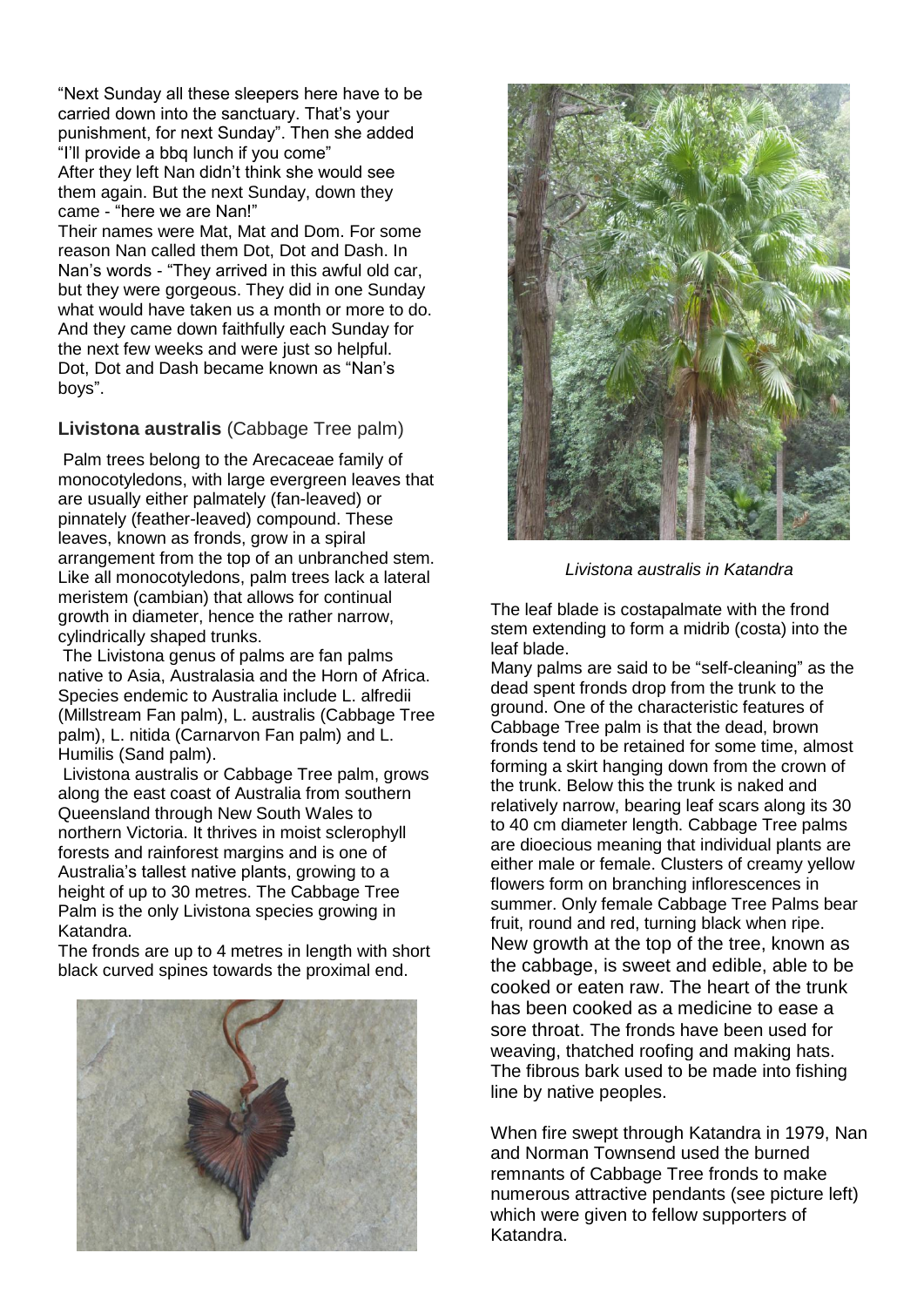"Next Sunday all these sleepers here have to be carried down into the sanctuary. That's your punishment, for next Sunday". Then she added "I'll provide a bbq lunch if you come"
After they left Nan didn't think she would see them again. But the next Sunday, down they came - "here we are Nan!"
Their names were Mat, Mat and Dom. For some reason Nan called them Dot, Dot and Dash. In Nan's words - "They arrived in this awful old car, but they were gorgeous. They did in one Sunday what would have taken us a month or more to do. And they came down faithfully each Sunday for the next few weeks and were just so helpful. Dot, Dot and Dash became known as "Nan's boys".

## **Livistona australis** (Cabbage Tree palm)

Palm trees belong to the Arecaceae family of monocotyledons, with large evergreen leaves that are usually either palmately (fan-leaved) or pinnately (feather-leaved) compound. These leaves, known as fronds, grow in a spiral arrangement from the top of an unbranched stem. Like all monocotyledons, palm trees lack a lateral meristem (cambian) that allows for continual growth in diameter, hence the rather narrow, cylindrically shaped trunks.

The Livistona genus of palms are fan palms native to Asia, Australasia and the Horn of Africa. Species endemic to Australia include L. alfredii (Millstream Fan palm), L. australis (Cabbage Tree palm), L. nitida (Carnarvon Fan palm) and L. Humilis (Sand palm).

Livistona australis or Cabbage Tree palm, grows along the east coast of Australia from southern Queensland through New South Wales to northern Victoria. It thrives in moist sclerophyll forests and rainforest margins and is one of Australia's tallest native plants, growing to a height of up to 30 metres. The Cabbage Tree Palm is the only Livistona species growing in Katandra.

The fronds are up to 4 metres in length with short black curved spines towards the proximal end.

*Livistona australis in Katandra*

The leaf blade is costapalmate with the frond stem extending to form a midrib (costa) into the leaf blade.

Many palms are said to be "self-cleaning" as the dead spent fronds drop from the trunk to the ground. One of the characteristic features of Cabbage Tree palm is that the dead, brown fronds tend to be retained for some time, almost forming a skirt hanging down from the crown of the trunk. Below this the trunk is naked and relatively narrow, bearing leaf scars along its 30 to 40 cm diameter length. Cabbage Tree palms are dioecious meaning that individual plants are either male or female. Clusters of creamy yellow flowers form on branching inflorescences in summer. Only female Cabbage Tree Palms bear fruit, round and red, turning black when ripe. New growth at the top of the tree, known as the cabbage, is sweet and edible, able to be cooked or eaten raw. The heart of the trunk has been cooked as a medicine to ease a sore throat. The fronds have been used for weaving, thatched roofing and making hats. The fibrous bark used to be made into fishing line by native peoples.

When fire swept through Katandra in 1979, Nan and Norman Townsend used the burned remnants of Cabbage Tree fronds to make numerous attractive pendants (see picture left) which were given to fellow supporters of Katandra.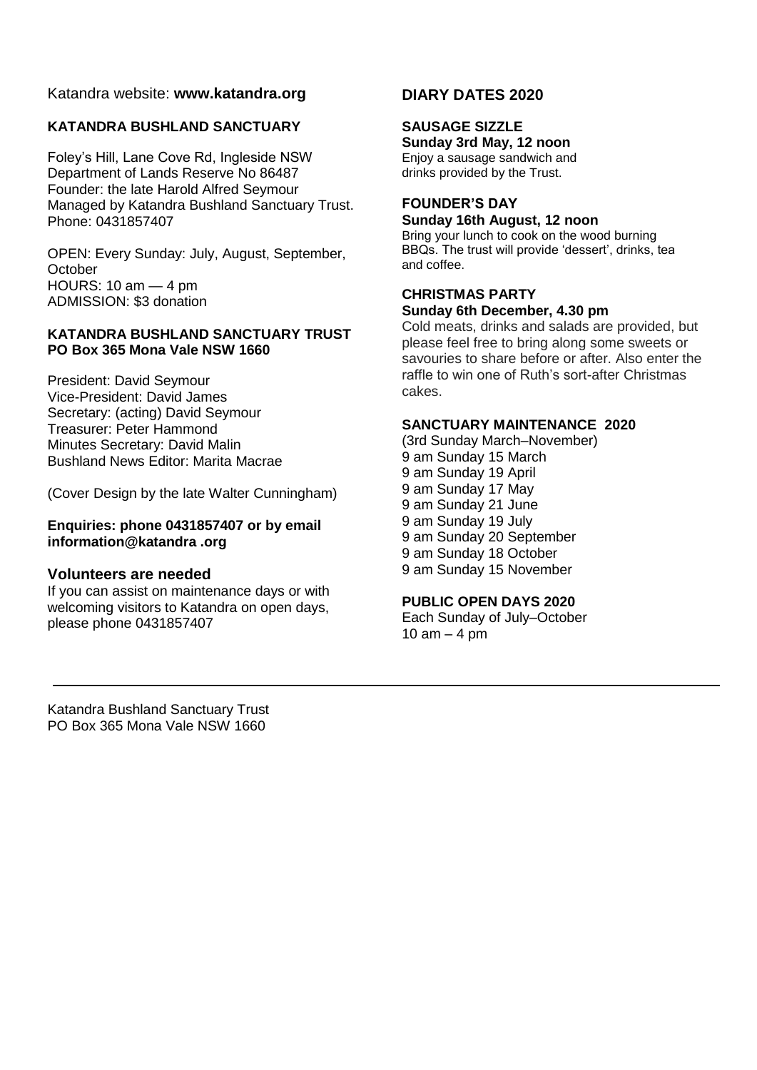Katandra website: **www.katandra.org**

**KATANDRA BUSHLAND SANCTUARY**

Foley's Hill, Lane Cove Rd, Ingleside NSW
Department of Lands Reserve No 86487
Founder: the late Harold Alfred Seymour
Managed by Katandra Bushland Sanctuary Trust.
Phone: 0431857407

OPEN: Every Sunday: July, August, September, October
HOURS: 10 am — 4 pm
ADMISSION: $3 donation

**KATANDRA BUSHLAND SANCTUARY TRUST**
**PO Box 365 Mona Vale NSW 1660**

President: David Seymour
Vice-President: David James
Secretary: (acting) David Seymour
Treasurer: Peter Hammond
Minutes Secretary: David Malin
Bushland News Editor: Marita Macrae

(Cover Design by the late Walter Cunningham)

**Enquiries: phone 0431857407 or by email information@katandra .org**

### Volunteers are needed

If you can assist on maintenance days or with welcoming visitors to Katandra on open days, please phone 0431857407

## DIARY DATES 2020

**SAUSAGE SIZZLE**
**Sunday 3rd May, 12 noon**
Enjoy a sausage sandwich and drinks provided by the Trust.

**FOUNDER'S DAY**
**Sunday 16th August, 12 noon**
Bring your lunch to cook on the wood burning BBQs. The trust will provide 'dessert', drinks, tea and coffee.

**CHRISTMAS PARTY**
**Sunday 6th December, 4.30 pm**
Cold meats, drinks and salads are provided, but please feel free to bring along some sweets or savouries to share before or after. Also enter the raffle to win one of Ruth's sort-after Christmas cakes.

**SANCTUARY MAINTENANCE 2020**
(3rd Sunday March–November)
9 am Sunday 15 March
9 am Sunday 19 April
9 am Sunday 17 May
9 am Sunday 21 June
9 am Sunday 19 July
9 am Sunday 20 September
9 am Sunday 18 October
9 am Sunday 15 November

**PUBLIC OPEN DAYS 2020**
Each Sunday of July–October
10 am – 4 pm

---

Katandra Bushland Sanctuary Trust
PO Box 365 Mona Vale NSW 1660